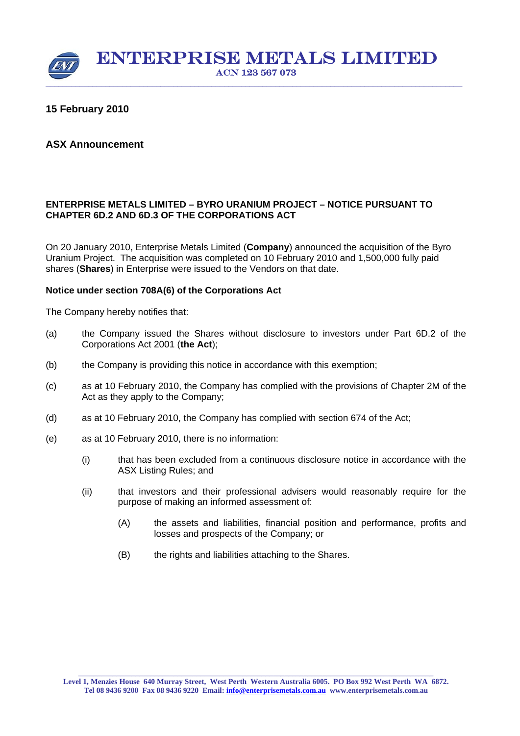# ENTERPRISE METALS LIMITED

ACN 123 567 073

**15 February 2010**

**ASX Announcement**

**ENTERPRISE METALS LIMITED – BYRO URANIUM PROJECT – NOTICE PURSUANT TO CHAPTER 6D.2 AND 6D.3 OF THE CORPORATIONS ACT**

On 20 January 2010, Enterprise Metals Limited (**Company**) announced the acquisition of the Byro Uranium Project. The acquisition was completed on 10 February 2010 and 1,500,000 fully paid shares (**Shares**) in Enterprise were issued to the Vendors on that date.

**Notice under section 708A(6) of the Corporations Act**

The Company hereby notifies that:

(a) the Company issued the Shares without disclosure to investors under Part 6D.2 of the Corporations Act 2001 (**the Act**);

(b) the Company is providing this notice in accordance with this exemption;

(c) as at 10 February 2010, the Company has complied with the provisions of Chapter 2M of the Act as they apply to the Company;

(d) as at 10 February 2010, the Company has complied with section 674 of the Act;

(e) as at 10 February 2010, there is no information:

  (i) that has been excluded from a continuous disclosure notice in accordance with the ASX Listing Rules; and

  (ii) that investors and their professional advisers would reasonably require for the purpose of making an informed assessment of:

    (A) the assets and liabilities, financial position and performance, profits and losses and prospects of the Company; or

    (B) the rights and liabilities attaching to the Shares.

Level 1, Menzies House 640 Murray Street, West Perth Western Australia 6005. PO Box 992 West Perth WA 6872.
Tel 08 9436 9200 Fax 08 9436 9220 Email: info@enterprisemetals.com.au www.enterprisemetals.com.au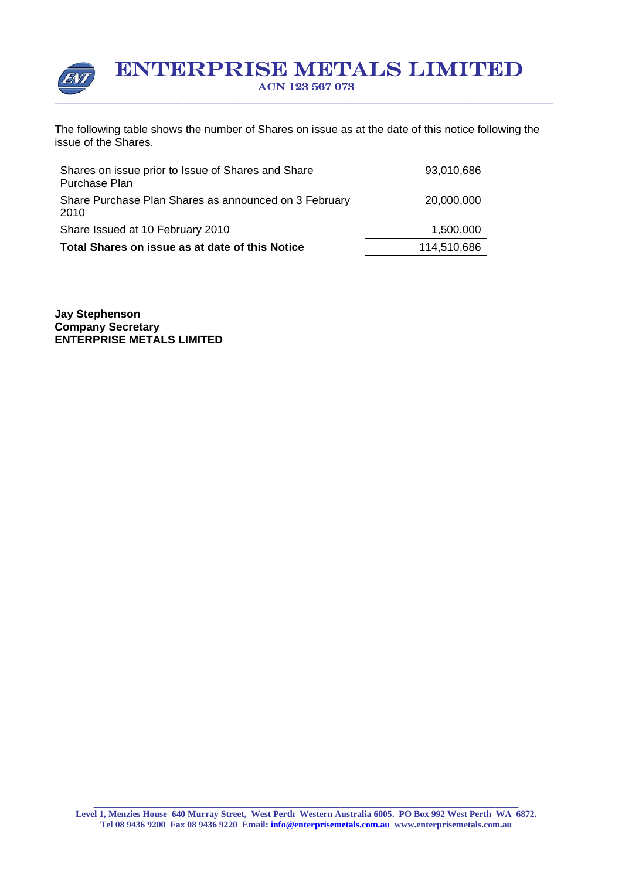The following table shows the number of Shares on issue as at the date of this notice following the issue of the Shares.

| | |
|---|---|
| Shares on issue prior to Issue of Shares and Share Purchase Plan | 93,010,686 |
| Share Purchase Plan Shares as announced on 3 February 2010 | 20,000,000 |
| Share Issued at 10 February 2010 | 1,500,000 |
| **Total Shares on issue as at date of this Notice** | 114,510,686 |

**Jay Stephenson**
**Company Secretary**
**ENTERPRISE METALS LIMITED**